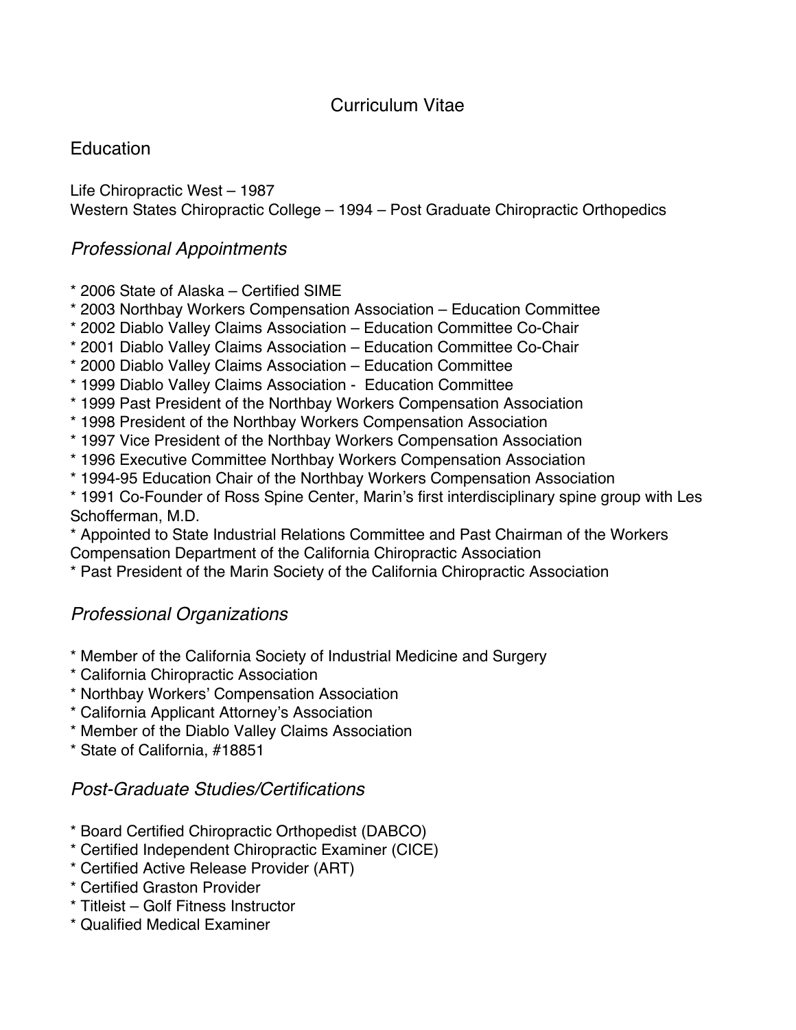# Curriculum Vitae

## Education

Life Chiropractic West – 1987
Western States Chiropractic College – 1994 – Post Graduate Chiropractic Orthopedics

## *Professional Appointments*

* 2006 State of Alaska – Certified SIME
* 2003 Northbay Workers Compensation Association – Education Committee
* 2002 Diablo Valley Claims Association – Education Committee Co-Chair
* 2001 Diablo Valley Claims Association – Education Committee Co-Chair
* 2000 Diablo Valley Claims Association – Education Committee
* 1999 Diablo Valley Claims Association - Education Committee
* 1999 Past President of the Northbay Workers Compensation Association
* 1998 President of the Northbay Workers Compensation Association
* 1997 Vice President of the Northbay Workers Compensation Association
* 1996 Executive Committee Northbay Workers Compensation Association
* 1994-95 Education Chair of the Northbay Workers Compensation Association
* 1991 Co-Founder of Ross Spine Center, Marin's first interdisciplinary spine group with Les Schofferman, M.D.
* Appointed to State Industrial Relations Committee and Past Chairman of the Workers Compensation Department of the California Chiropractic Association
* Past President of the Marin Society of the California Chiropractic Association

## *Professional Organizations*

* Member of the California Society of Industrial Medicine and Surgery
* California Chiropractic Association
* Northbay Workers' Compensation Association
* California Applicant Attorney's Association
* Member of the Diablo Valley Claims Association
* State of California, #18851

## *Post-Graduate Studies/Certifications*

* Board Certified Chiropractic Orthopedist (DABCO)
* Certified Independent Chiropractic Examiner (CICE)
* Certified Active Release Provider (ART)
* Certified Graston Provider
* Titleist – Golf Fitness Instructor
* Qualified Medical Examiner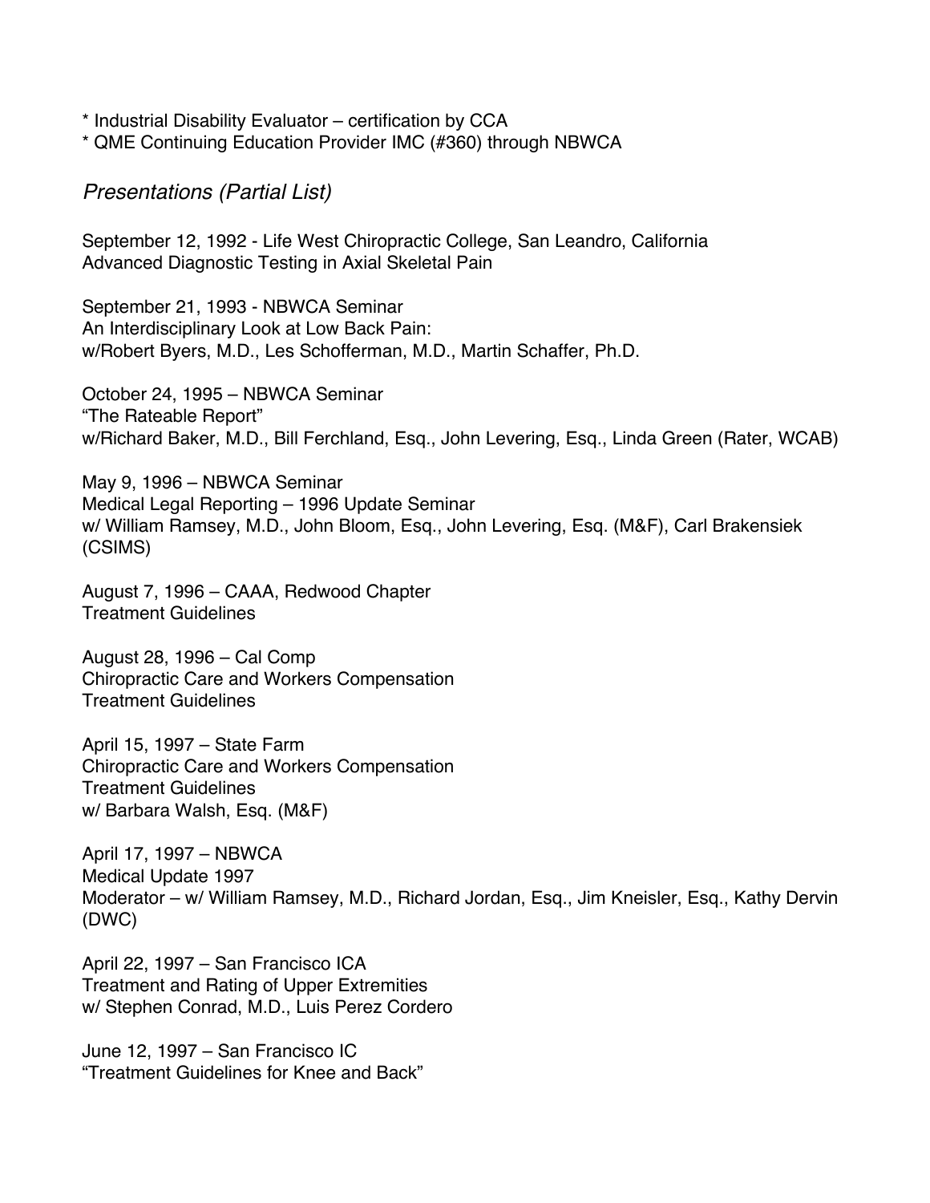* Industrial Disability Evaluator – certification by CCA
* QME Continuing Education Provider IMC (#360) through NBWCA

### *Presentations (Partial List)*

September 12, 1992 - Life West Chiropractic College, San Leandro, California
Advanced Diagnostic Testing in Axial Skeletal Pain

September 21, 1993 - NBWCA Seminar
An Interdisciplinary Look at Low Back Pain:
w/Robert Byers, M.D., Les Schofferman, M.D., Martin Schaffer, Ph.D.

October 24, 1995 – NBWCA Seminar
"The Rateable Report"
w/Richard Baker, M.D., Bill Ferchland, Esq., John Levering, Esq., Linda Green (Rater, WCAB)

May 9, 1996 – NBWCA Seminar
Medical Legal Reporting – 1996 Update Seminar
w/ William Ramsey, M.D., John Bloom, Esq., John Levering, Esq. (M&F), Carl Brakensiek (CSIMS)

August 7, 1996 – CAAA, Redwood Chapter
Treatment Guidelines

August 28, 1996 – Cal Comp
Chiropractic Care and Workers Compensation
Treatment Guidelines

April 15, 1997 – State Farm
Chiropractic Care and Workers Compensation
Treatment Guidelines
w/ Barbara Walsh, Esq. (M&F)

April 17, 1997 – NBWCA
Medical Update 1997
Moderator – w/ William Ramsey, M.D., Richard Jordan, Esq., Jim Kneisler, Esq., Kathy Dervin (DWC)

April 22, 1997 – San Francisco ICA
Treatment and Rating of Upper Extremities
w/ Stephen Conrad, M.D., Luis Perez Cordero

June 12, 1997 – San Francisco IC
"Treatment Guidelines for Knee and Back"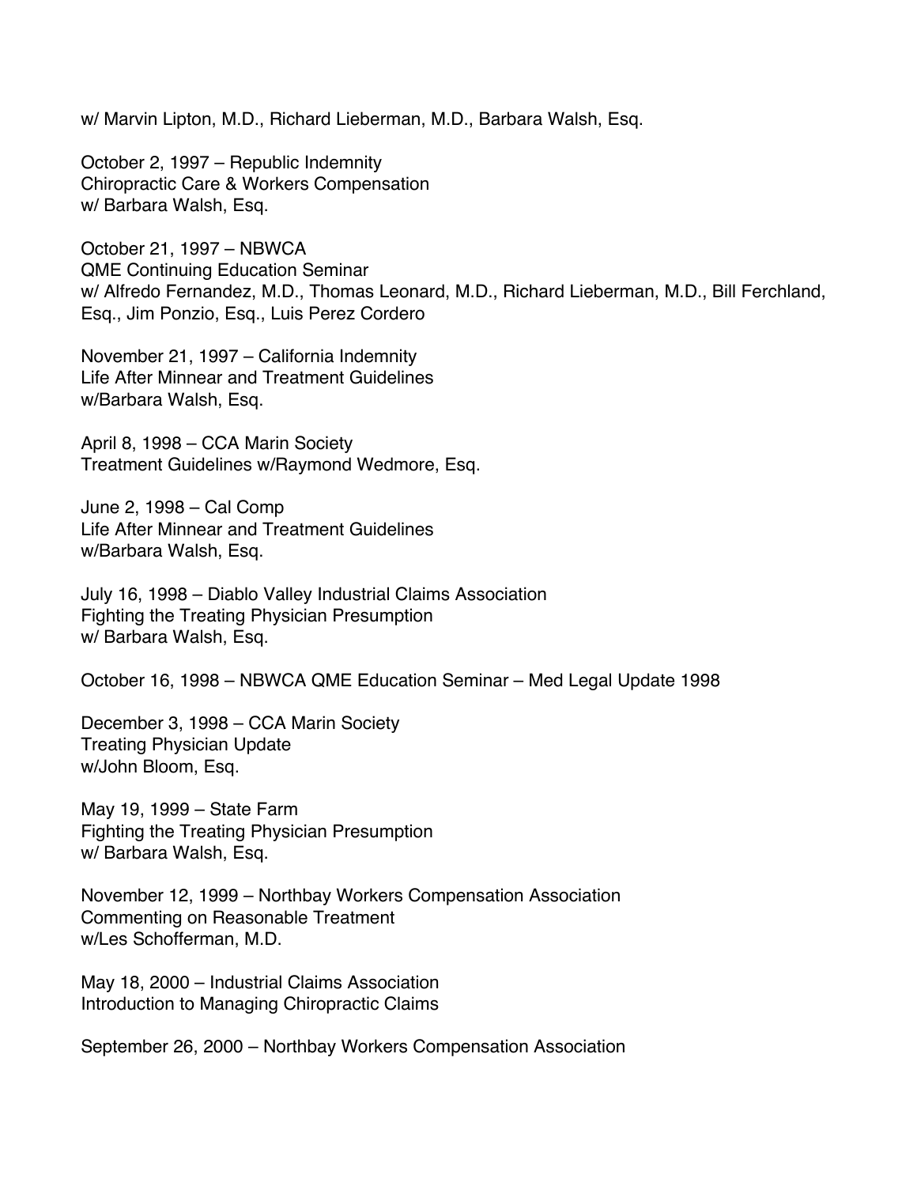w/ Marvin Lipton, M.D., Richard Lieberman, M.D., Barbara Walsh, Esq.

October 2, 1997 – Republic Indemnity
Chiropractic Care & Workers Compensation
w/ Barbara Walsh, Esq.

October 21, 1997 – NBWCA
QME Continuing Education Seminar
w/ Alfredo Fernandez, M.D., Thomas Leonard, M.D., Richard Lieberman, M.D., Bill Ferchland, Esq., Jim Ponzio, Esq., Luis Perez Cordero

November 21, 1997 – California Indemnity
Life After Minnear and Treatment Guidelines
w/Barbara Walsh, Esq.

April 8, 1998 – CCA Marin Society
Treatment Guidelines w/Raymond Wedmore, Esq.

June 2, 1998 – Cal Comp
Life After Minnear and Treatment Guidelines
w/Barbara Walsh, Esq.

July 16, 1998 – Diablo Valley Industrial Claims Association
Fighting the Treating Physician Presumption
w/ Barbara Walsh, Esq.

October 16, 1998 – NBWCA QME Education Seminar – Med Legal Update 1998

December 3, 1998 – CCA Marin Society
Treating Physician Update
w/John Bloom, Esq.

May 19, 1999 – State Farm
Fighting the Treating Physician Presumption
w/ Barbara Walsh, Esq.

November 12, 1999 – Northbay Workers Compensation Association
Commenting on Reasonable Treatment
w/Les Schofferman, M.D.

May 18, 2000 – Industrial Claims Association
Introduction to Managing Chiropractic Claims

September 26, 2000 – Northbay Workers Compensation Association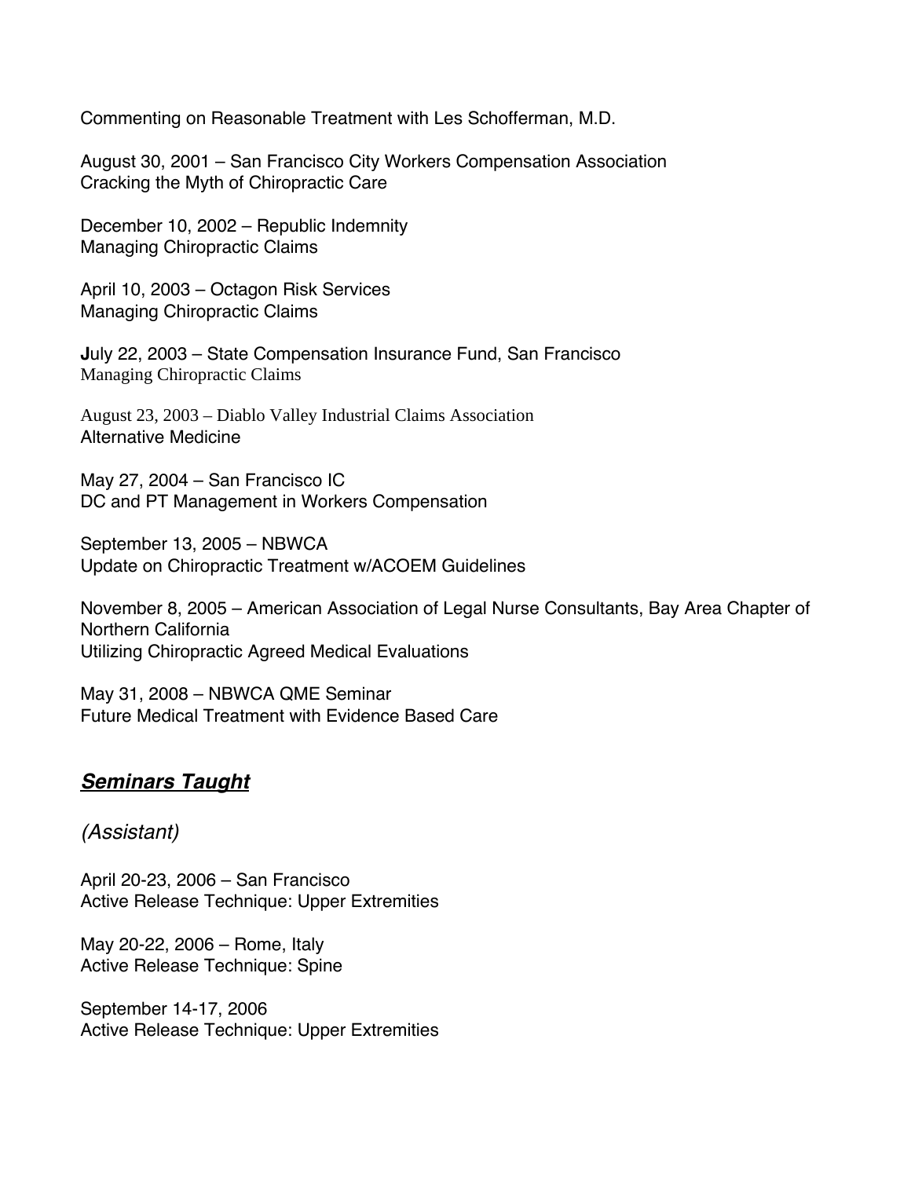Commenting on Reasonable Treatment with Les Schofferman, M.D.

August 30, 2001 – San Francisco City Workers Compensation Association
Cracking the Myth of Chiropractic Care

December 10, 2002 – Republic Indemnity
Managing Chiropractic Claims

April 10, 2003 – Octagon Risk Services
Managing Chiropractic Claims

July 22, 2003 – State Compensation Insurance Fund, San Francisco
Managing Chiropractic Claims

August 23, 2003 – Diablo Valley Industrial Claims Association
Alternative Medicine

May 27, 2004 – San Francisco IC
DC and PT Management in Workers Compensation

September 13, 2005 – NBWCA
Update on Chiropractic Treatment w/ACOEM Guidelines

November 8, 2005 – American Association of Legal Nurse Consultants, Bay Area Chapter of Northern California
Utilizing Chiropractic Agreed Medical Evaluations

May 31, 2008 – NBWCA QME Seminar
Future Medical Treatment with Evidence Based Care

## ***Seminars Taught***

*(Assistant)*

April 20-23, 2006 – San Francisco
Active Release Technique: Upper Extremities

May 20-22, 2006 – Rome, Italy
Active Release Technique: Spine

September 14-17, 2006
Active Release Technique: Upper Extremities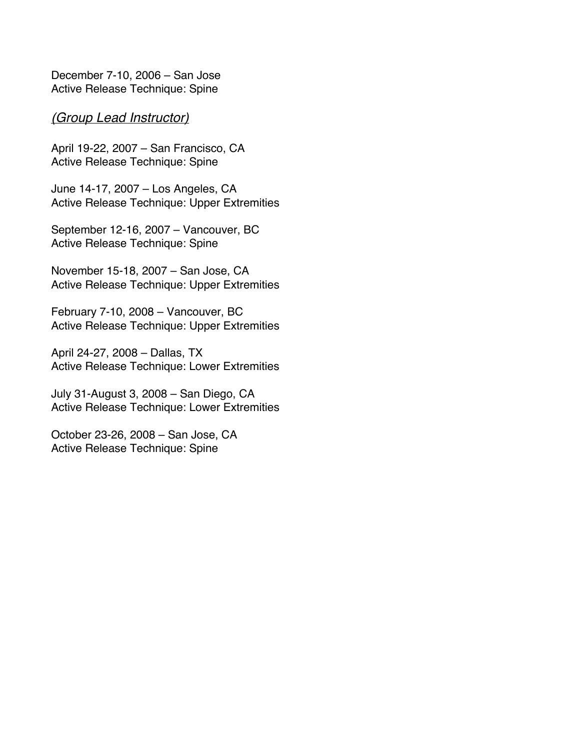December 7-10, 2006 – San Jose
Active Release Technique: Spine

*(Group Lead Instructor)*

April 19-22, 2007 – San Francisco, CA
Active Release Technique: Spine

June 14-17, 2007 – Los Angeles, CA
Active Release Technique: Upper Extremities

September 12-16, 2007 – Vancouver, BC
Active Release Technique: Spine

November 15-18, 2007 – San Jose, CA
Active Release Technique: Upper Extremities

February 7-10, 2008 – Vancouver, BC
Active Release Technique: Upper Extremities

April 24-27, 2008 – Dallas, TX
Active Release Technique: Lower Extremities

July 31-August 3, 2008 – San Diego, CA
Active Release Technique: Lower Extremities

October 23-26, 2008 – San Jose, CA
Active Release Technique: Spine